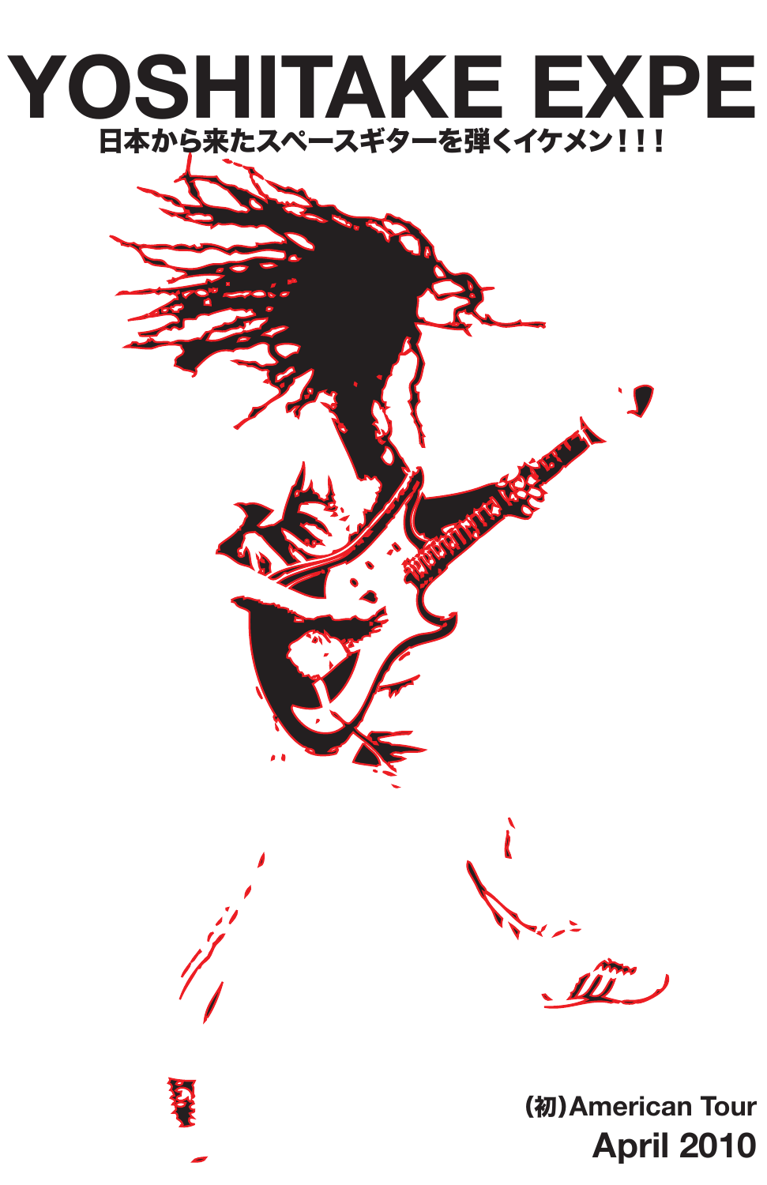# YOSHITAKE EXPE

日本から来たスペースギターを弾くイケメン!!!

(初)American Tour

**April 2010**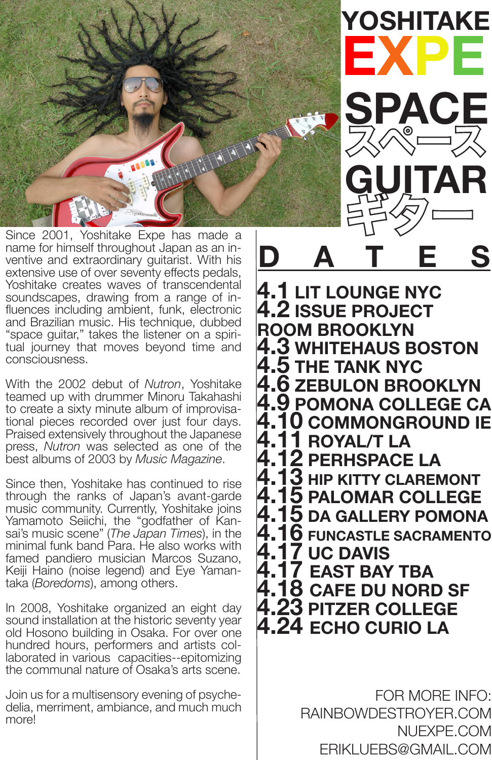# YOSHITAKE EXPE

# SPACE スペース GUITAR ギター

Since 2001, Yoshitake Expe has made a name for himself throughout Japan as an inventive and extraordinary guitarist. With his extensive use of over seventy effects pedals, Yoshitake creates waves of transcendental soundscapes, drawing from a range of influences including ambient, funk, electronic and Brazilian music. His technique, dubbed "space guitar," takes the listener on a spiritual journey that moves beyond time and consciousness.

With the 2002 debut of *Nutron*, Yoshitake teamed up with drummer Minoru Takahashi to create a sixty minute album of improvisational pieces recorded over just four days. Praised extensively throughout the Japanese press, *Nutron* was selected as one of the best albums of 2003 by *Music Magazine*.

Since then, Yoshitake has continued to rise through the ranks of Japan's avant-garde music community. Currently, Yoshitake joins Yamamoto Seiichi, the "godfather of Kansai's music scene" (*The Japan Times*), in the minimal funk band Para. He also works with famed pandiero musician Marcos Suzano, Keiji Haino (noise legend) and Eye Yamantaka (*Boredoms*), among others.

In 2008, Yoshitake organized an eight day sound installation at the historic seventy year old Hosono building in Osaka. For over one hundred hours, performers and artists collaborated in various capacities--epitomizing the communal nature of Osaka's arts scene.

Join us for a multisensory evening of psychedelia, merriment, ambiance, and much much more!

## D A T E S

**4.1** LIT LOUNGE NYC
**4.2** ISSUE PROJECT ROOM BROOKLYN
**4.3** WHITEHAUS BOSTON
**4.5** THE TANK NYC
**4.6** ZEBULON BROOKLYN
**4.9** POMONA COLLEGE CA
**4.10** COMMONGROUND IE
**4.11** ROYAL/T LA
**4.12** PERHSPACE LA
**4.13** HIP KITTY CLAREMONT
**4.15** PALOMAR COLLEGE
**4.15** DA GALLERY POMONA
**4.16** FUNCASTLE SACRAMENTO
**4.17** UC DAVIS
**4.17** EAST BAY TBA
**4.18** CAFE DU NORD SF
**4.23** PITZER COLLEGE
**4.24** ECHO CURIO LA

FOR MORE INFO:
RAINBOWDESTROYER.COM
NUEXPE.COM
ERIKLUEBS@GMAIL.COM